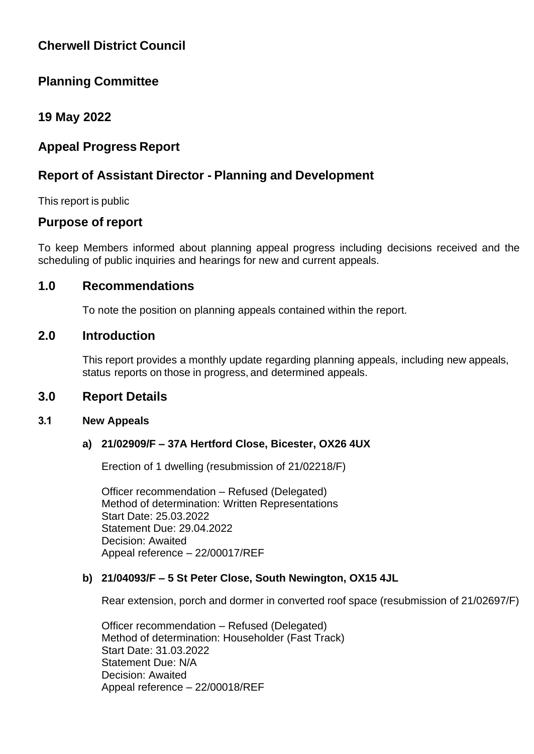# Cherwell District Council

## Planning Committee

## 19 May 2022

## Appeal Progress Report

## Report of Assistant Director - Planning and Development

This report is public

## Purpose of report

To keep Members informed about planning appeal progress including decisions received and the scheduling of public inquiries and hearings for new and current appeals.

## 1.0 Recommendations

To note the position on planning appeals contained within the report.

## 2.0 Introduction

This report provides a monthly update regarding planning appeals, including new appeals, status reports on those in progress, and determined appeals.

## 3.0 Report Details

### 3.1 New Appeals

**a) 21/02909/F – 37A Hertford Close, Bicester, OX26 4UX**

Erection of 1 dwelling (resubmission of 21/02218/F)

Officer recommendation – Refused (Delegated)
Method of determination: Written Representations
Start Date: 25.03.2022
Statement Due: 29.04.2022
Decision: Awaited
Appeal reference – 22/00017/REF

**b) 21/04093/F – 5 St Peter Close, South Newington, OX15 4JL**

Rear extension, porch and dormer in converted roof space (resubmission of 21/02697/F)

Officer recommendation – Refused (Delegated)
Method of determination: Householder (Fast Track)
Start Date: 31.03.2022
Statement Due: N/A
Decision: Awaited
Appeal reference – 22/00018/REF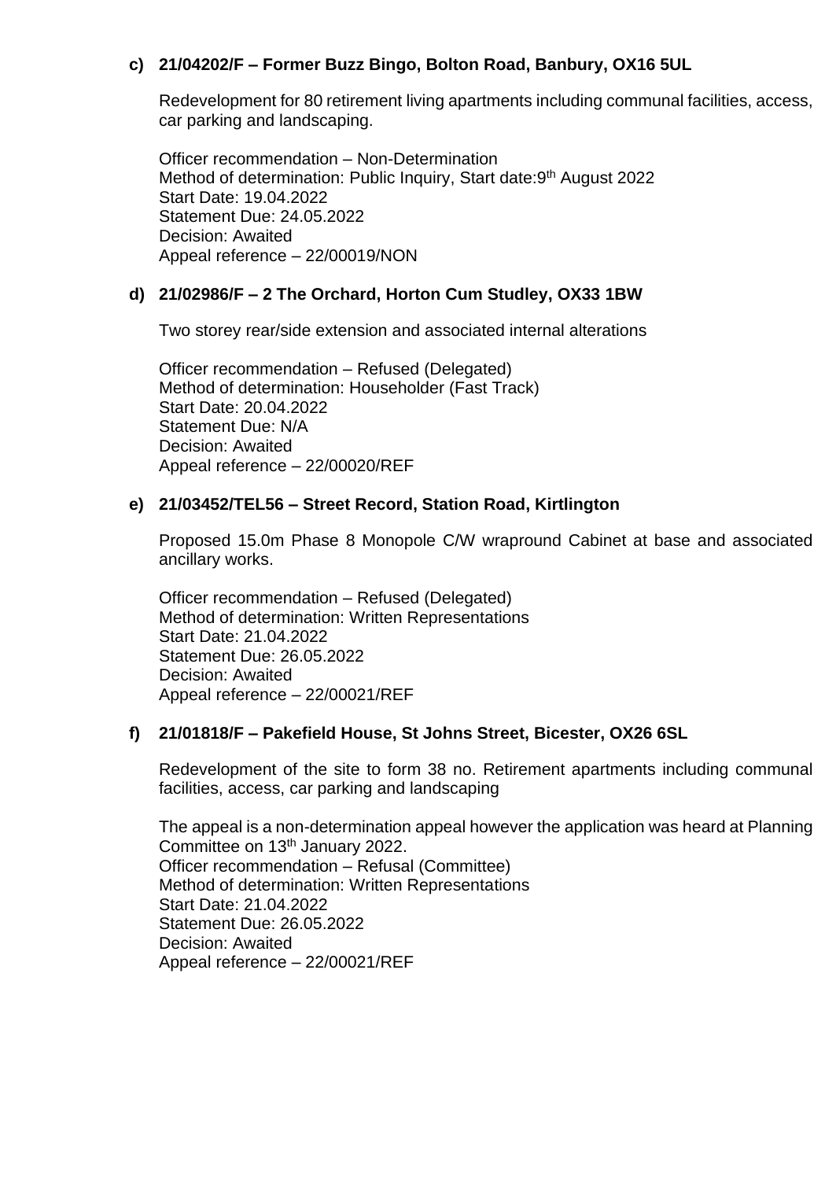**c) 21/04202/F – Former Buzz Bingo, Bolton Road, Banbury, OX16 5UL**

Redevelopment for 80 retirement living apartments including communal facilities, access, car parking and landscaping.

Officer recommendation – Non-Determination
Method of determination: Public Inquiry, Start date:9th August 2022
Start Date: 19.04.2022
Statement Due: 24.05.2022
Decision: Awaited
Appeal reference – 22/00019/NON

**d) 21/02986/F – 2 The Orchard, Horton Cum Studley, OX33 1BW**

Two storey rear/side extension and associated internal alterations

Officer recommendation – Refused (Delegated)
Method of determination: Householder (Fast Track)
Start Date: 20.04.2022
Statement Due: N/A
Decision: Awaited
Appeal reference – 22/00020/REF

**e) 21/03452/TEL56 – Street Record, Station Road, Kirtlington**

Proposed 15.0m Phase 8 Monopole C/W wrapround Cabinet at base and associated ancillary works.

Officer recommendation – Refused (Delegated)
Method of determination: Written Representations
Start Date: 21.04.2022
Statement Due: 26.05.2022
Decision: Awaited
Appeal reference – 22/00021/REF

**f) 21/01818/F – Pakefield House, St Johns Street, Bicester, OX26 6SL**

Redevelopment of the site to form 38 no. Retirement apartments including communal facilities, access, car parking and landscaping

The appeal is a non-determination appeal however the application was heard at Planning Committee on 13th January 2022.
Officer recommendation – Refusal (Committee)
Method of determination: Written Representations
Start Date: 21.04.2022
Statement Due: 26.05.2022
Decision: Awaited
Appeal reference – 22/00021/REF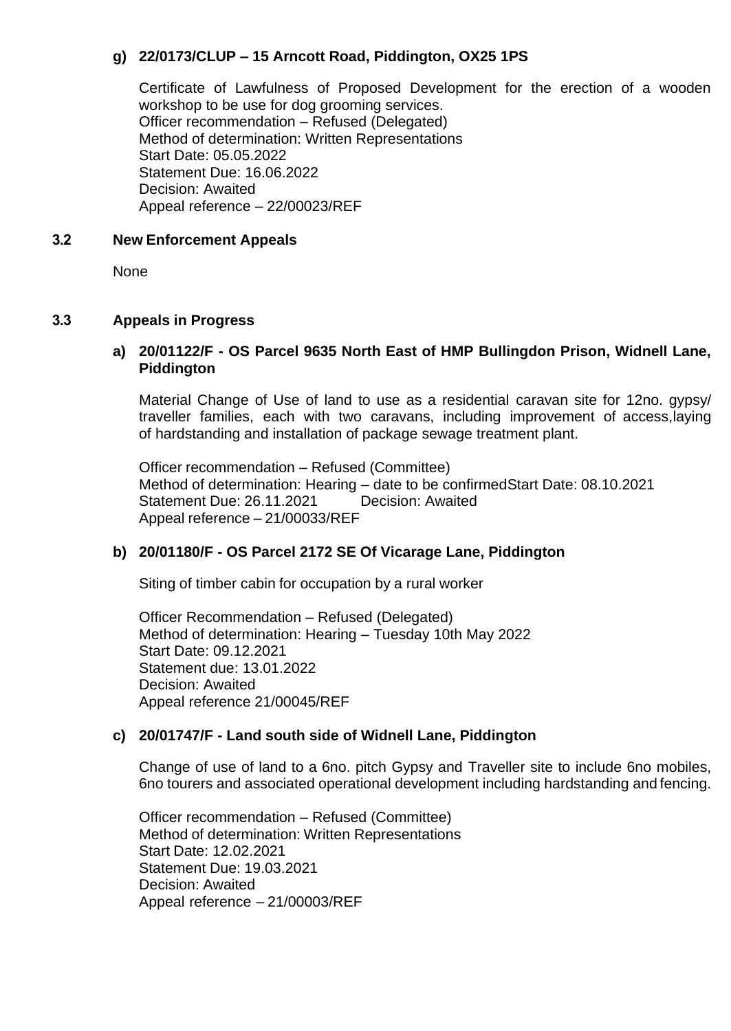**g) 22/0173/CLUP – 15 Arncott Road, Piddington, OX25 1PS**

Certificate of Lawfulness of Proposed Development for the erection of a wooden workshop to be use for dog grooming services.
Officer recommendation – Refused (Delegated)
Method of determination: Written Representations
Start Date: 05.05.2022
Statement Due: 16.06.2022
Decision: Awaited
Appeal reference – 22/00023/REF

## 3.2 New Enforcement Appeals

None

## 3.3 Appeals in Progress

**a) 20/01122/F - OS Parcel 9635 North East of HMP Bullingdon Prison, Widnell Lane, Piddington**

Material Change of Use of land to use as a residential caravan site for 12no. gypsy/ traveller families, each with two caravans, including improvement of access,laying of hardstanding and installation of package sewage treatment plant.

Officer recommendation – Refused (Committee)
Method of determination: Hearing – date to be confirmedStart Date: 08.10.2021
Statement Due: 26.11.2021 Decision: Awaited
Appeal reference – 21/00033/REF

**b) 20/01180/F - OS Parcel 2172 SE Of Vicarage Lane, Piddington**

Siting of timber cabin for occupation by a rural worker

Officer Recommendation – Refused (Delegated)
Method of determination: Hearing – Tuesday 10th May 2022
Start Date: 09.12.2021
Statement due: 13.01.2022
Decision: Awaited
Appeal reference 21/00045/REF

**c) 20/01747/F - Land south side of Widnell Lane, Piddington**

Change of use of land to a 6no. pitch Gypsy and Traveller site to include 6no mobiles, 6no tourers and associated operational development including hardstanding and fencing.

Officer recommendation – Refused (Committee)
Method of determination: Written Representations
Start Date: 12.02.2021
Statement Due: 19.03.2021
Decision: Awaited
Appeal reference – 21/00003/REF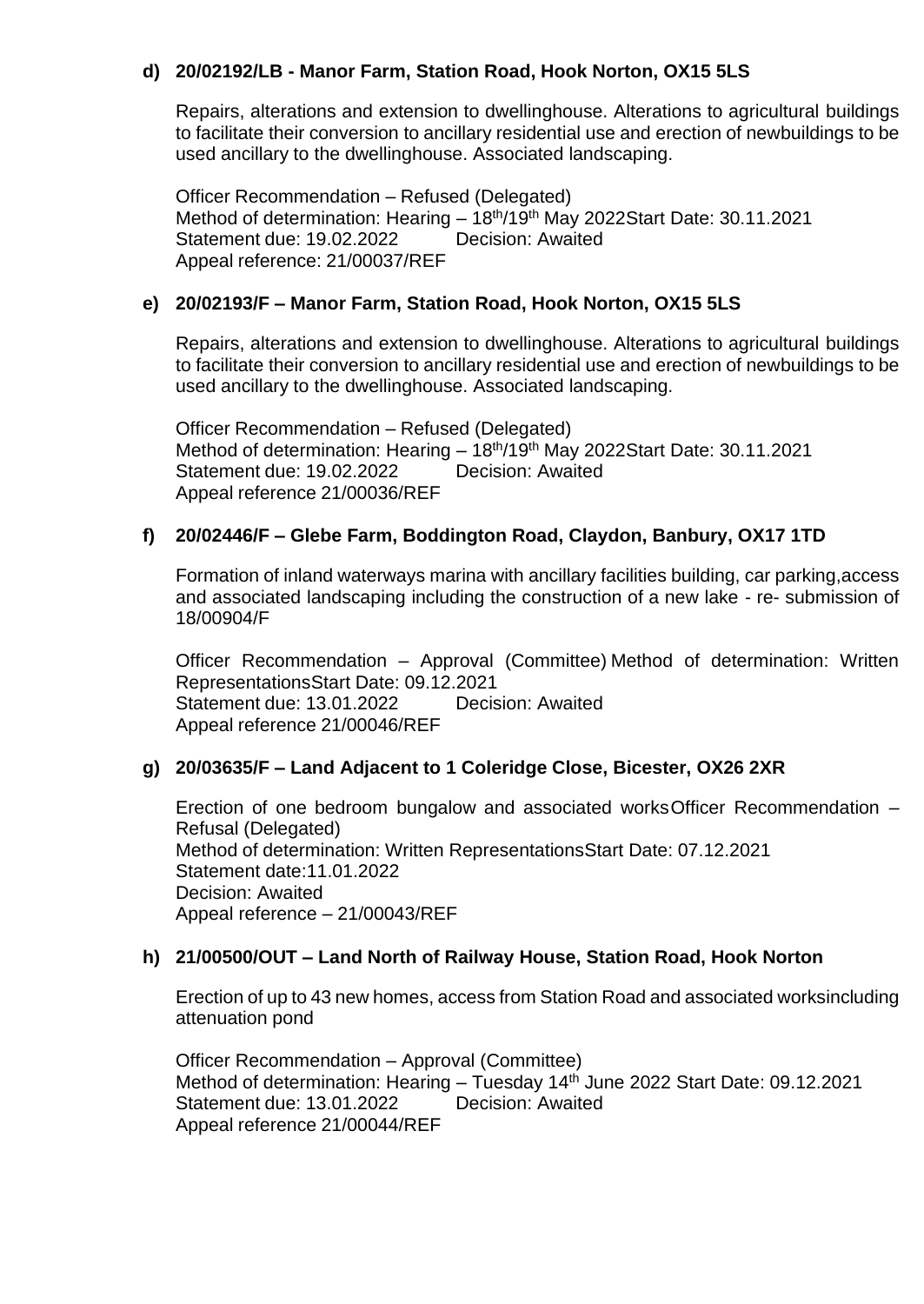**d) 20/02192/LB - Manor Farm, Station Road, Hook Norton, OX15 5LS**

Repairs, alterations and extension to dwellinghouse. Alterations to agricultural buildings to facilitate their conversion to ancillary residential use and erection of newbuildings to be used ancillary to the dwellinghouse. Associated landscaping.

Officer Recommendation – Refused (Delegated)
Method of determination: Hearing – 18th/19th May 2022Start Date: 30.11.2021
Statement due: 19.02.2022 Decision: Awaited
Appeal reference: 21/00037/REF

**e) 20/02193/F – Manor Farm, Station Road, Hook Norton, OX15 5LS**

Repairs, alterations and extension to dwellinghouse. Alterations to agricultural buildings to facilitate their conversion to ancillary residential use and erection of newbuildings to be used ancillary to the dwellinghouse. Associated landscaping.

Officer Recommendation – Refused (Delegated)
Method of determination: Hearing – 18th/19th May 2022Start Date: 30.11.2021
Statement due: 19.02.2022 Decision: Awaited
Appeal reference 21/00036/REF

**f) 20/02446/F – Glebe Farm, Boddington Road, Claydon, Banbury, OX17 1TD**

Formation of inland waterways marina with ancillary facilities building, car parking,access and associated landscaping including the construction of a new lake - re- submission of 18/00904/F

Officer Recommendation – Approval (Committee) Method of determination: Written RepresentationsStart Date: 09.12.2021
Statement due: 13.01.2022 Decision: Awaited
Appeal reference 21/00046/REF

**g) 20/03635/F – Land Adjacent to 1 Coleridge Close, Bicester, OX26 2XR**

Erection of one bedroom bungalow and associated worksOfficer Recommendation – Refusal (Delegated)
Method of determination: Written RepresentationsStart Date: 07.12.2021
Statement date:11.01.2022
Decision: Awaited
Appeal reference – 21/00043/REF

**h) 21/00500/OUT – Land North of Railway House, Station Road, Hook Norton**

Erection of up to 43 new homes, access from Station Road and associated worksincluding attenuation pond

Officer Recommendation – Approval (Committee)
Method of determination: Hearing – Tuesday 14th June 2022 Start Date: 09.12.2021
Statement due: 13.01.2022 Decision: Awaited
Appeal reference 21/00044/REF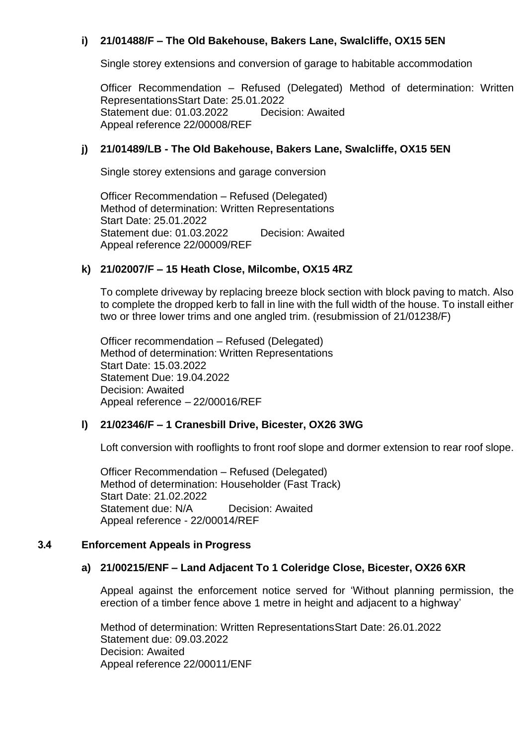**i) 21/01488/F – The Old Bakehouse, Bakers Lane, Swalcliffe, OX15 5EN**

Single storey extensions and conversion of garage to habitable accommodation

Officer Recommendation – Refused (Delegated) Method of determination: Written RepresentationsStart Date: 25.01.2022
Statement due: 01.03.2022 Decision: Awaited
Appeal reference 22/00008/REF

**j) 21/01489/LB - The Old Bakehouse, Bakers Lane, Swalcliffe, OX15 5EN**

Single storey extensions and garage conversion

Officer Recommendation – Refused (Delegated)
Method of determination: Written Representations
Start Date: 25.01.2022
Statement due: 01.03.2022 Decision: Awaited
Appeal reference 22/00009/REF

**k) 21/02007/F – 15 Heath Close, Milcombe, OX15 4RZ**

To complete driveway by replacing breeze block section with block paving to match. Also to complete the dropped kerb to fall in line with the full width of the house. To install either two or three lower trims and one angled trim. (resubmission of 21/01238/F)

Officer recommendation – Refused (Delegated)
Method of determination: Written Representations
Start Date: 15.03.2022
Statement Due: 19.04.2022
Decision: Awaited
Appeal reference – 22/00016/REF

**l) 21/02346/F – 1 Cranesbill Drive, Bicester, OX26 3WG**

Loft conversion with rooflights to front roof slope and dormer extension to rear roof slope.

Officer Recommendation – Refused (Delegated)
Method of determination: Householder (Fast Track)
Start Date: 21.02.2022
Statement due: N/A Decision: Awaited
Appeal reference - 22/00014/REF

## 3.4 Enforcement Appeals in Progress

**a) 21/00215/ENF – Land Adjacent To 1 Coleridge Close, Bicester, OX26 6XR**

Appeal against the enforcement notice served for 'Without planning permission, the erection of a timber fence above 1 metre in height and adjacent to a highway'

Method of determination: Written RepresentationsStart Date: 26.01.2022
Statement due: 09.03.2022
Decision: Awaited
Appeal reference 22/00011/ENF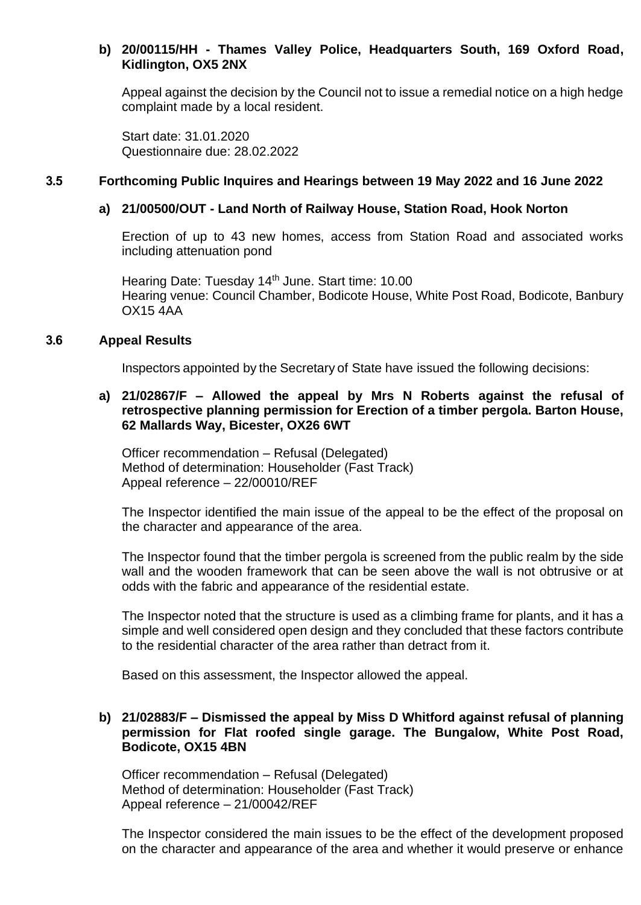**b) 20/00115/HH - Thames Valley Police, Headquarters South, 169 Oxford Road, Kidlington, OX5 2NX**

Appeal against the decision by the Council not to issue a remedial notice on a high hedge complaint made by a local resident.

Start date: 31.01.2020
Questionnaire due: 28.02.2022

**3.5 Forthcoming Public Inquires and Hearings between 19 May 2022 and 16 June 2022**

**a) 21/00500/OUT - Land North of Railway House, Station Road, Hook Norton**

Erection of up to 43 new homes, access from Station Road and associated works including attenuation pond

Hearing Date: Tuesday 14th June. Start time: 10.00
Hearing venue: Council Chamber, Bodicote House, White Post Road, Bodicote, Banbury OX15 4AA

**3.6 Appeal Results**

Inspectors appointed by the Secretary of State have issued the following decisions:

**a) 21/02867/F – Allowed the appeal by Mrs N Roberts against the refusal of retrospective planning permission for Erection of a timber pergola. Barton House, 62 Mallards Way, Bicester, OX26 6WT**

Officer recommendation – Refusal (Delegated)
Method of determination: Householder (Fast Track)
Appeal reference – 22/00010/REF

The Inspector identified the main issue of the appeal to be the effect of the proposal on the character and appearance of the area.

The Inspector found that the timber pergola is screened from the public realm by the side wall and the wooden framework that can be seen above the wall is not obtrusive or at odds with the fabric and appearance of the residential estate.

The Inspector noted that the structure is used as a climbing frame for plants, and it has a simple and well considered open design and they concluded that these factors contribute to the residential character of the area rather than detract from it.

Based on this assessment, the Inspector allowed the appeal.

**b) 21/02883/F – Dismissed the appeal by Miss D Whitford against refusal of planning permission for Flat roofed single garage. The Bungalow, White Post Road, Bodicote, OX15 4BN**

Officer recommendation – Refusal (Delegated)
Method of determination: Householder (Fast Track)
Appeal reference – 21/00042/REF

The Inspector considered the main issues to be the effect of the development proposed on the character and appearance of the area and whether it would preserve or enhance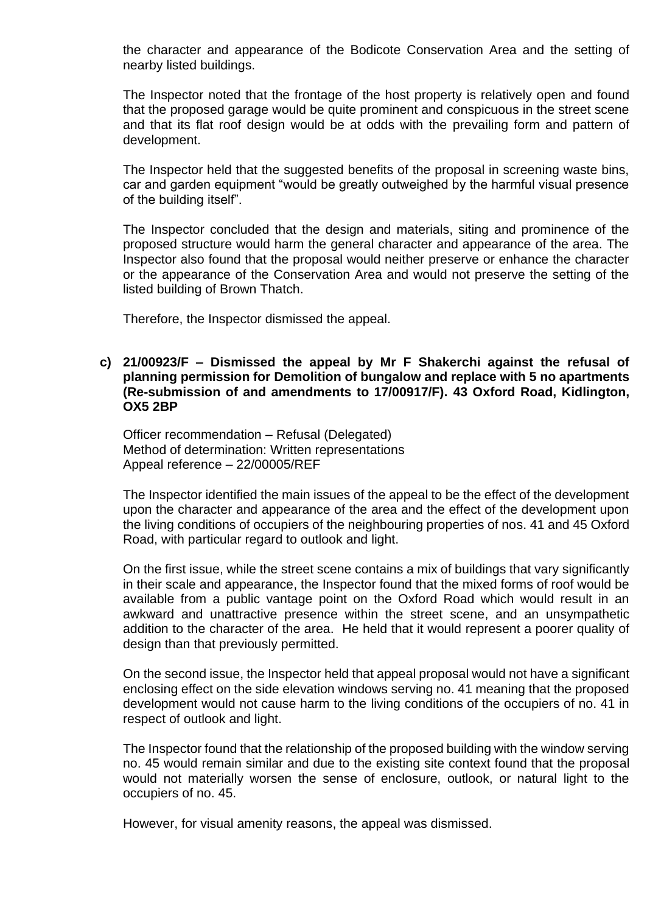the character and appearance of the Bodicote Conservation Area and the setting of nearby listed buildings.

The Inspector noted that the frontage of the host property is relatively open and found that the proposed garage would be quite prominent and conspicuous in the street scene and that its flat roof design would be at odds with the prevailing form and pattern of development.

The Inspector held that the suggested benefits of the proposal in screening waste bins, car and garden equipment "would be greatly outweighed by the harmful visual presence of the building itself".

The Inspector concluded that the design and materials, siting and prominence of the proposed structure would harm the general character and appearance of the area. The Inspector also found that the proposal would neither preserve or enhance the character or the appearance of the Conservation Area and would not preserve the setting of the listed building of Brown Thatch.

Therefore, the Inspector dismissed the appeal.

**c) 21/00923/F – Dismissed the appeal by Mr F Shakerchi against the refusal of planning permission for Demolition of bungalow and replace with 5 no apartments (Re-submission of and amendments to 17/00917/F). 43 Oxford Road, Kidlington, OX5 2BP**

Officer recommendation – Refusal (Delegated)
Method of determination: Written representations
Appeal reference – 22/00005/REF

The Inspector identified the main issues of the appeal to be the effect of the development upon the character and appearance of the area and the effect of the development upon the living conditions of occupiers of the neighbouring properties of nos. 41 and 45 Oxford Road, with particular regard to outlook and light.

On the first issue, while the street scene contains a mix of buildings that vary significantly in their scale and appearance, the Inspector found that the mixed forms of roof would be available from a public vantage point on the Oxford Road which would result in an awkward and unattractive presence within the street scene, and an unsympathetic addition to the character of the area. He held that it would represent a poorer quality of design than that previously permitted.

On the second issue, the Inspector held that appeal proposal would not have a significant enclosing effect on the side elevation windows serving no. 41 meaning that the proposed development would not cause harm to the living conditions of the occupiers of no. 41 in respect of outlook and light.

The Inspector found that the relationship of the proposed building with the window serving no. 45 would remain similar and due to the existing site context found that the proposal would not materially worsen the sense of enclosure, outlook, or natural light to the occupiers of no. 45.

However, for visual amenity reasons, the appeal was dismissed.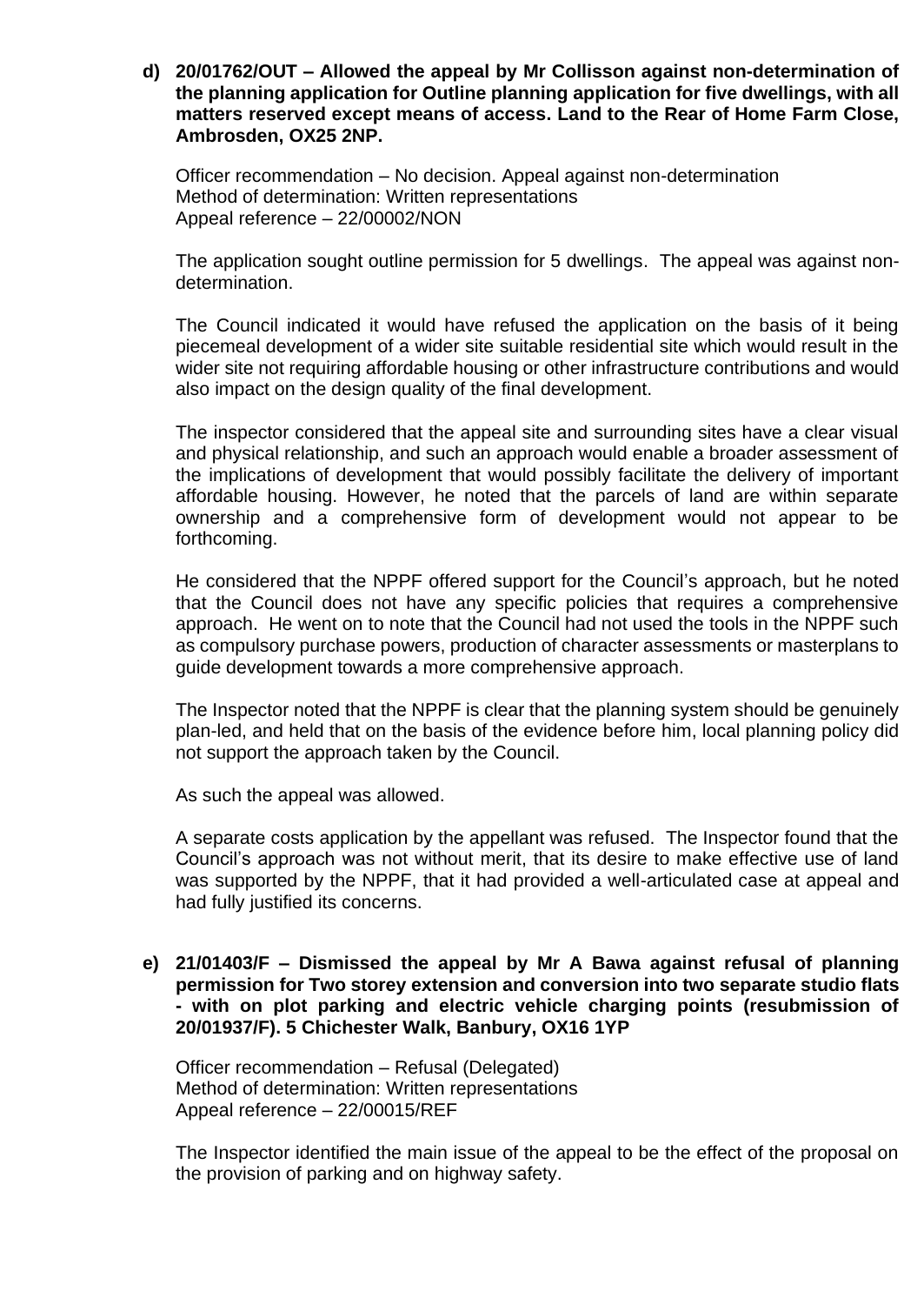**d) 20/01762/OUT – Allowed the appeal by Mr Collisson against non-determination of the planning application for Outline planning application for five dwellings, with all matters reserved except means of access. Land to the Rear of Home Farm Close, Ambrosden, OX25 2NP.**

Officer recommendation – No decision. Appeal against non-determination
Method of determination: Written representations
Appeal reference – 22/00002/NON

The application sought outline permission for 5 dwellings. The appeal was against non-determination.

The Council indicated it would have refused the application on the basis of it being piecemeal development of a wider site suitable residential site which would result in the wider site not requiring affordable housing or other infrastructure contributions and would also impact on the design quality of the final development.

The inspector considered that the appeal site and surrounding sites have a clear visual and physical relationship, and such an approach would enable a broader assessment of the implications of development that would possibly facilitate the delivery of important affordable housing. However, he noted that the parcels of land are within separate ownership and a comprehensive form of development would not appear to be forthcoming.

He considered that the NPPF offered support for the Council's approach, but he noted that the Council does not have any specific policies that requires a comprehensive approach. He went on to note that the Council had not used the tools in the NPPF such as compulsory purchase powers, production of character assessments or masterplans to guide development towards a more comprehensive approach.

The Inspector noted that the NPPF is clear that the planning system should be genuinely plan-led, and held that on the basis of the evidence before him, local planning policy did not support the approach taken by the Council.

As such the appeal was allowed.

A separate costs application by the appellant was refused. The Inspector found that the Council's approach was not without merit, that its desire to make effective use of land was supported by the NPPF, that it had provided a well-articulated case at appeal and had fully justified its concerns.

**e) 21/01403/F – Dismissed the appeal by Mr A Bawa against refusal of planning permission for Two storey extension and conversion into two separate studio flats - with on plot parking and electric vehicle charging points (resubmission of 20/01937/F). 5 Chichester Walk, Banbury, OX16 1YP**

Officer recommendation – Refusal (Delegated)
Method of determination: Written representations
Appeal reference – 22/00015/REF

The Inspector identified the main issue of the appeal to be the effect of the proposal on the provision of parking and on highway safety.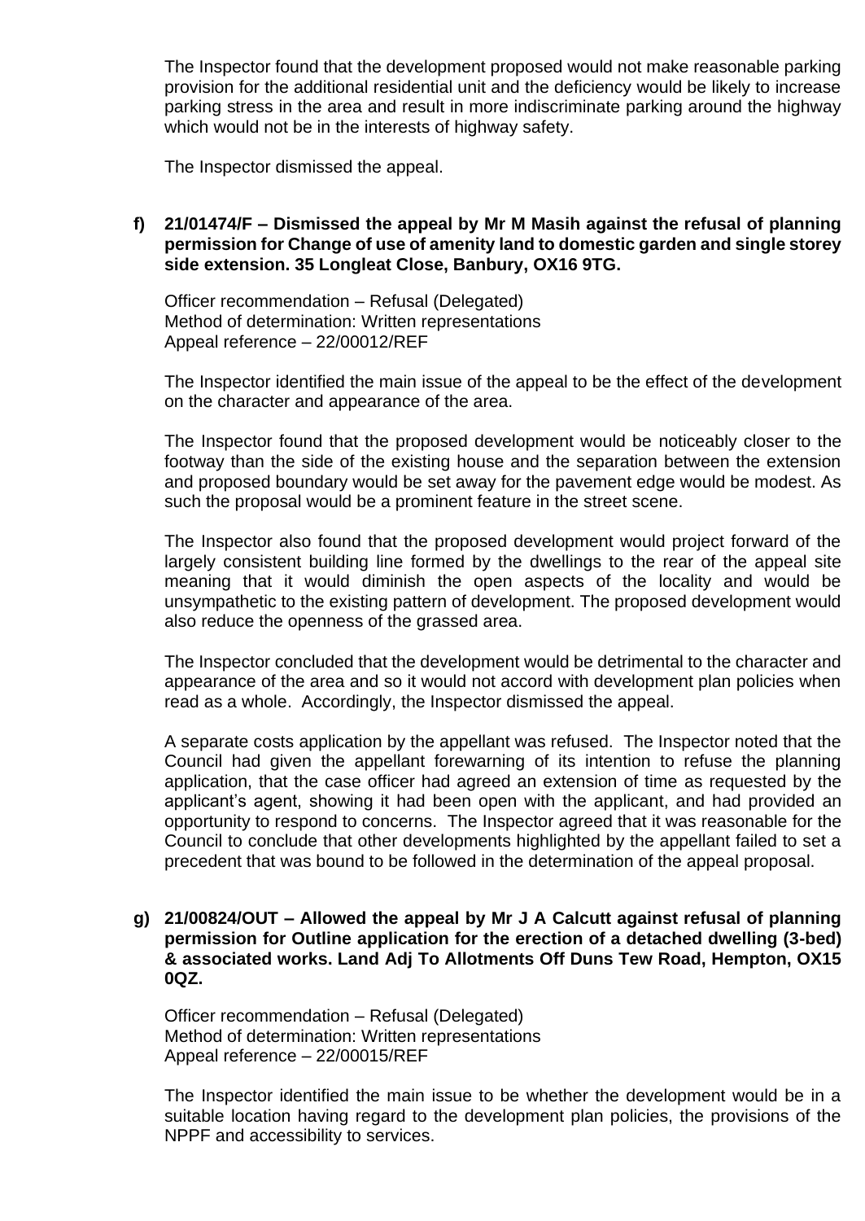The Inspector found that the development proposed would not make reasonable parking provision for the additional residential unit and the deficiency would be likely to increase parking stress in the area and result in more indiscriminate parking around the highway which would not be in the interests of highway safety.

The Inspector dismissed the appeal.

**f) 21/01474/F – Dismissed the appeal by Mr M Masih against the refusal of planning permission for Change of use of amenity land to domestic garden and single storey side extension. 35 Longleat Close, Banbury, OX16 9TG.**

Officer recommendation – Refusal (Delegated)
Method of determination: Written representations
Appeal reference – 22/00012/REF

The Inspector identified the main issue of the appeal to be the effect of the development on the character and appearance of the area.

The Inspector found that the proposed development would be noticeably closer to the footway than the side of the existing house and the separation between the extension and proposed boundary would be set away for the pavement edge would be modest. As such the proposal would be a prominent feature in the street scene.

The Inspector also found that the proposed development would project forward of the largely consistent building line formed by the dwellings to the rear of the appeal site meaning that it would diminish the open aspects of the locality and would be unsympathetic to the existing pattern of development. The proposed development would also reduce the openness of the grassed area.

The Inspector concluded that the development would be detrimental to the character and appearance of the area and so it would not accord with development plan policies when read as a whole. Accordingly, the Inspector dismissed the appeal.

A separate costs application by the appellant was refused. The Inspector noted that the Council had given the appellant forewarning of its intention to refuse the planning application, that the case officer had agreed an extension of time as requested by the applicant's agent, showing it had been open with the applicant, and had provided an opportunity to respond to concerns. The Inspector agreed that it was reasonable for the Council to conclude that other developments highlighted by the appellant failed to set a precedent that was bound to be followed in the determination of the appeal proposal.

**g) 21/00824/OUT – Allowed the appeal by Mr J A Calcutt against refusal of planning permission for Outline application for the erection of a detached dwelling (3-bed) & associated works. Land Adj To Allotments Off Duns Tew Road, Hempton, OX15 0QZ.**

Officer recommendation – Refusal (Delegated)
Method of determination: Written representations
Appeal reference – 22/00015/REF

The Inspector identified the main issue to be whether the development would be in a suitable location having regard to the development plan policies, the provisions of the NPPF and accessibility to services.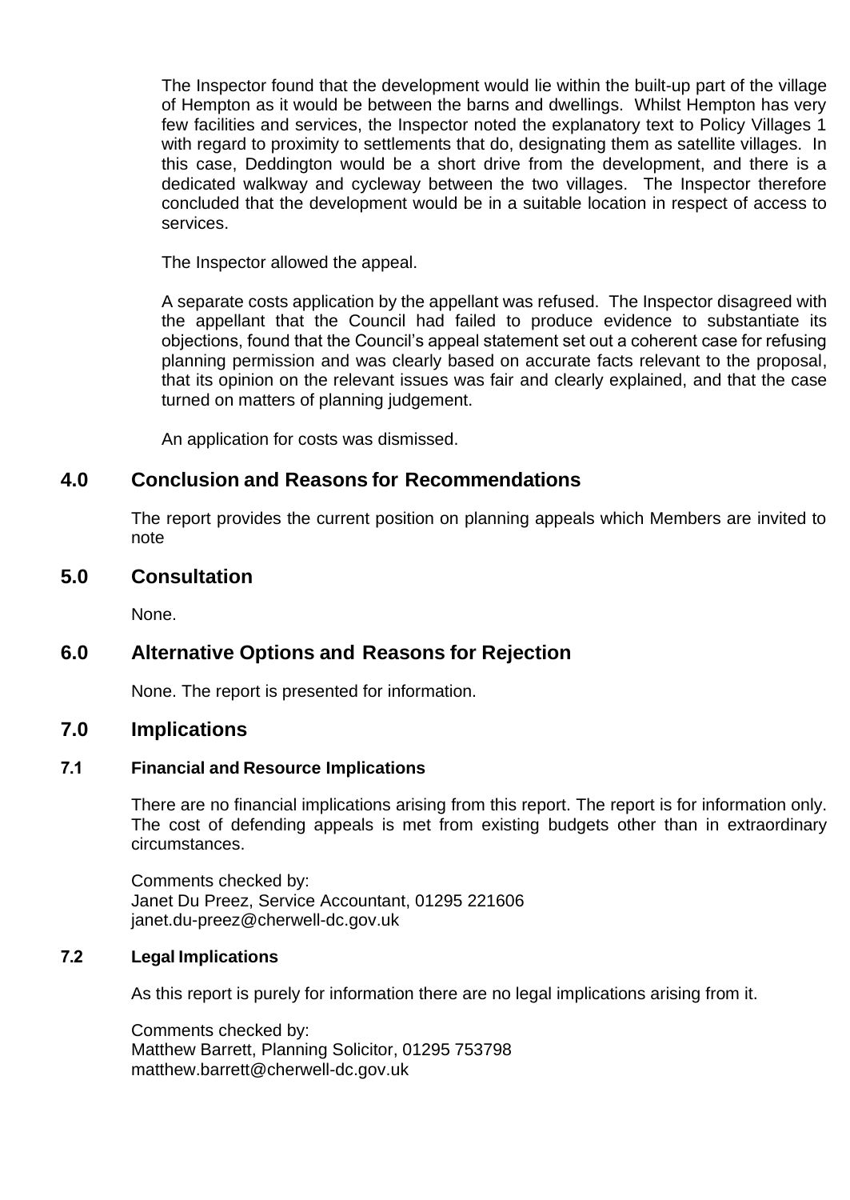The Inspector found that the development would lie within the built-up part of the village of Hempton as it would be between the barns and dwellings. Whilst Hempton has very few facilities and services, the Inspector noted the explanatory text to Policy Villages 1 with regard to proximity to settlements that do, designating them as satellite villages. In this case, Deddington would be a short drive from the development, and there is a dedicated walkway and cycleway between the two villages. The Inspector therefore concluded that the development would be in a suitable location in respect of access to services.

The Inspector allowed the appeal.

A separate costs application by the appellant was refused. The Inspector disagreed with the appellant that the Council had failed to produce evidence to substantiate its objections, found that the Council's appeal statement set out a coherent case for refusing planning permission and was clearly based on accurate facts relevant to the proposal, that its opinion on the relevant issues was fair and clearly explained, and that the case turned on matters of planning judgement.

An application for costs was dismissed.

## 4.0 Conclusion and Reasons for Recommendations

The report provides the current position on planning appeals which Members are invited to note

## 5.0 Consultation

None.

## 6.0 Alternative Options and Reasons for Rejection

None. The report is presented for information.

## 7.0 Implications

### 7.1 Financial and Resource Implications

There are no financial implications arising from this report. The report is for information only. The cost of defending appeals is met from existing budgets other than in extraordinary circumstances.

Comments checked by:
Janet Du Preez, Service Accountant, 01295 221606
janet.du-preez@cherwell-dc.gov.uk

### 7.2 Legal Implications

As this report is purely for information there are no legal implications arising from it.

Comments checked by:
Matthew Barrett, Planning Solicitor, 01295 753798
matthew.barrett@cherwell-dc.gov.uk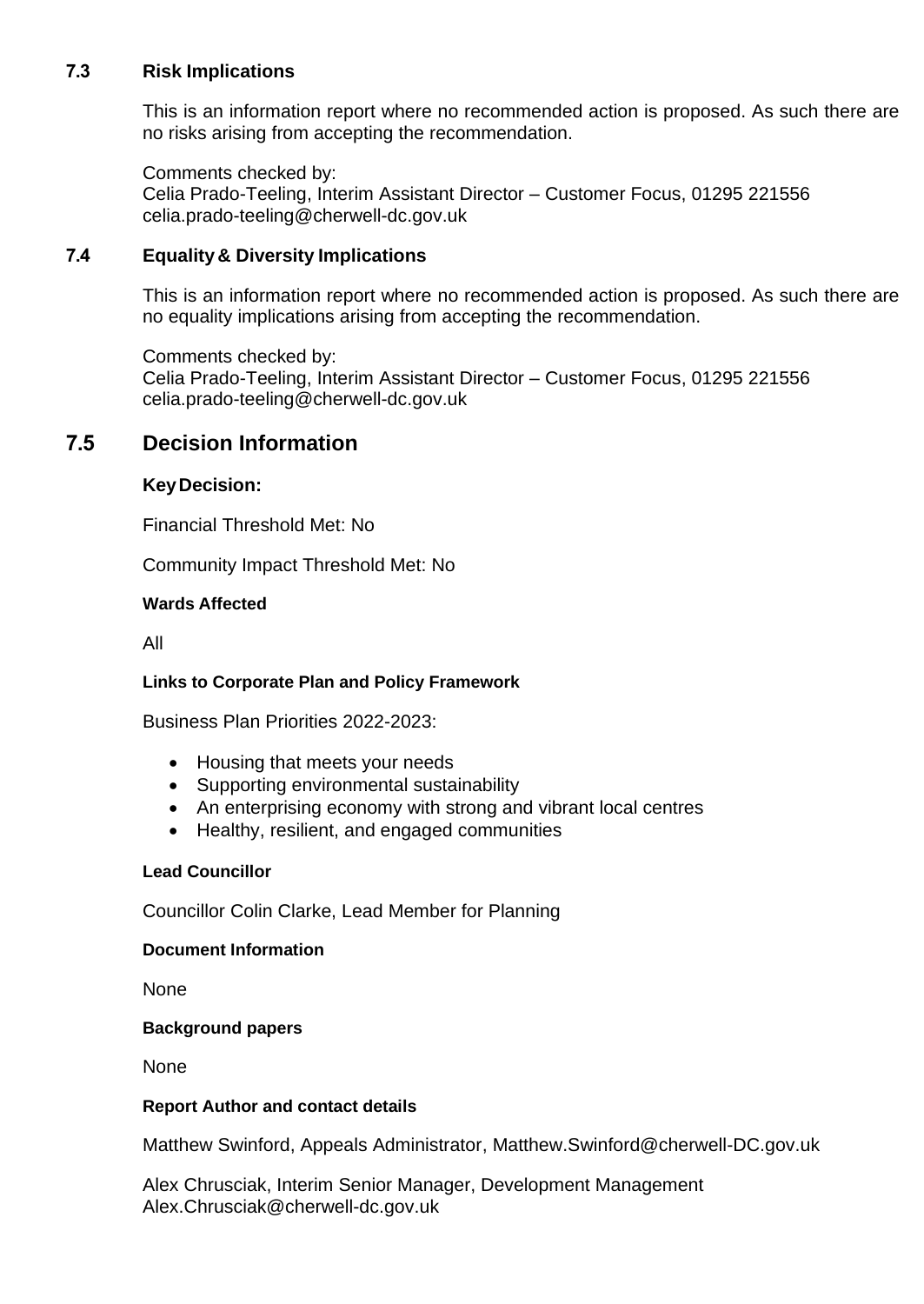### 7.3 Risk Implications

This is an information report where no recommended action is proposed. As such there are no risks arising from accepting the recommendation.

Comments checked by:
Celia Prado-Teeling, Interim Assistant Director – Customer Focus, 01295 221556
celia.prado-teeling@cherwell-dc.gov.uk

### 7.4 Equality & Diversity Implications

This is an information report where no recommended action is proposed. As such there are no equality implications arising from accepting the recommendation.

Comments checked by:
Celia Prado-Teeling, Interim Assistant Director – Customer Focus, 01295 221556
celia.prado-teeling@cherwell-dc.gov.uk

## 7.5 Decision Information

**Key Decision:**

Financial Threshold Met: No

Community Impact Threshold Met: No

**Wards Affected**

All

**Links to Corporate Plan and Policy Framework**

Business Plan Priorities 2022-2023:

- Housing that meets your needs
- Supporting environmental sustainability
- An enterprising economy with strong and vibrant local centres
- Healthy, resilient, and engaged communities

**Lead Councillor**

Councillor Colin Clarke, Lead Member for Planning

**Document Information**

None

**Background papers**

None

**Report Author and contact details**

Matthew Swinford, Appeals Administrator, Matthew.Swinford@cherwell-DC.gov.uk

Alex Chrusciak, Interim Senior Manager, Development Management
Alex.Chrusciak@cherwell-dc.gov.uk